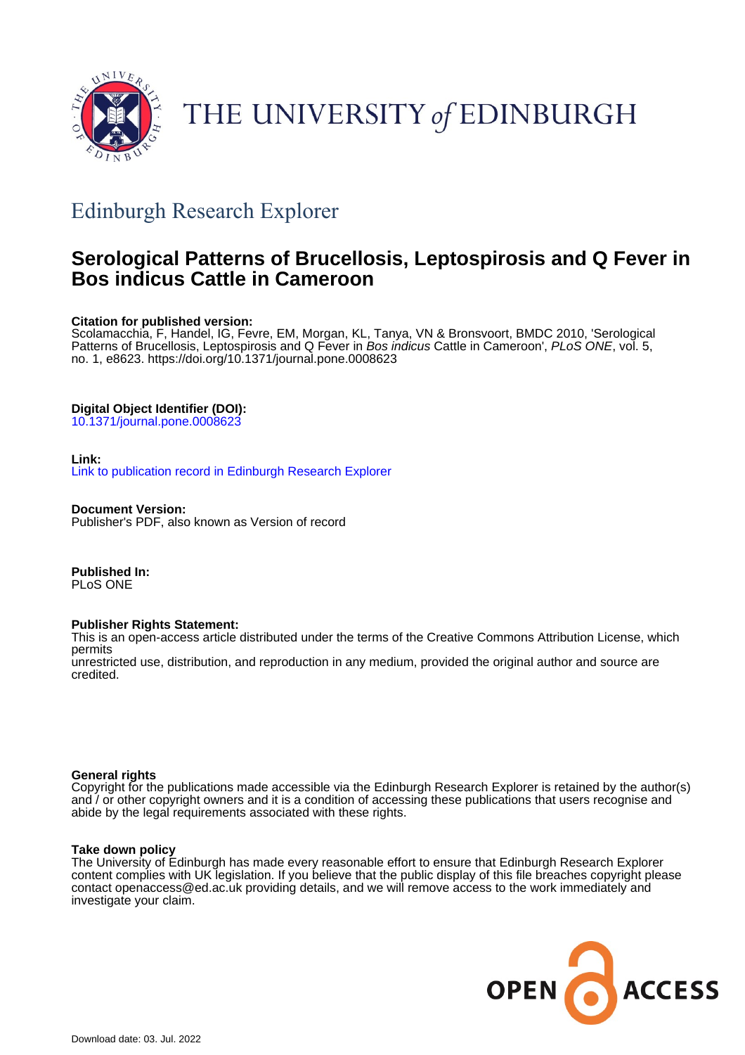THE UNIVERSITY of EDINBURGH

## Edinburgh Research Explorer

# Serological Patterns of Brucellosis, Leptospirosis and Q Fever in Bos indicus Cattle in Cameroon

**Citation for published version:**
Scolamacchia, F, Handel, IG, Fevre, EM, Morgan, KL, Tanya, VN & Bronsvoort, BMDC 2010, 'Serological Patterns of Brucellosis, Leptospirosis and Q Fever in *Bos indicus* Cattle in Cameroon', *PLoS ONE*, vol. 5, no. 1, e8623. https://doi.org/10.1371/journal.pone.0008623

**Digital Object Identifier (DOI):**
10.1371/journal.pone.0008623

**Link:**
Link to publication record in Edinburgh Research Explorer

**Document Version:**
Publisher's PDF, also known as Version of record

**Published In:**
PLoS ONE

**Publisher Rights Statement:**
This is an open-access article distributed under the terms of the Creative Commons Attribution License, which permits
unrestricted use, distribution, and reproduction in any medium, provided the original author and source are credited.

**General rights**
Copyright for the publications made accessible via the Edinburgh Research Explorer is retained by the author(s) and / or other copyright owners and it is a condition of accessing these publications that users recognise and abide by the legal requirements associated with these rights.

**Take down policy**
The University of Edinburgh has made every reasonable effort to ensure that Edinburgh Research Explorer content complies with UK legislation. If you believe that the public display of this file breaches copyright please contact openaccess@ed.ac.uk providing details, and we will remove access to the work immediately and investigate your claim.

OPEN ACCESS

Download date: 03. Jul. 2022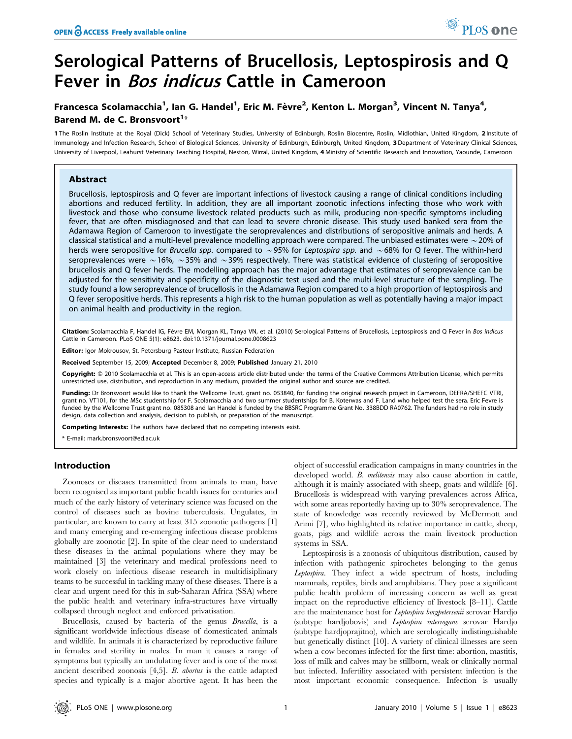# Serological Patterns of Brucellosis, Leptospirosis and Q Fever in *Bos indicus* Cattle in Cameroon

**Francesca Scolamacchia[1], Ian G. Handel[1], Eric M. Fèvre[2], Kenton L. Morgan[3], Vincent N. Tanya[4], Barend M. de C. Bronsvoort[1]***

1 The Roslin Institute at the Royal (Dick) School of Veterinary Studies, University of Edinburgh, Roslin Biocentre, Roslin, Midlothian, United Kingdom, 2 Institute of Immunology and Infection Research, School of Biological Sciences, University of Edinburgh, Edinburgh, United Kingdom, 3 Department of Veterinary Clinical Sciences, University of Liverpool, Leahurst Veterinary Teaching Hospital, Neston, Wirral, United Kingdom, 4 Ministry of Scientific Research and Innovation, Yaounde, Cameroon

## Abstract

Brucellosis, leptospirosis and Q fever are important infections of livestock causing a range of clinical conditions including abortions and reduced fertility. In addition, they are all important zoonotic infections infecting those who work with livestock and those who consume livestock related products such as milk, producing non-specific symptoms including fever, that are often misdiagnosed and that can lead to severe chronic disease. This study used banked sera from the Adamawa Region of Cameroon to investigate the seroprevalences and distributions of seropositive animals and herds. A classical statistical and a multi-level prevalence modelling approach were compared. The unbiased estimates were ~20% of herds were seropositive for *Brucella spp.* compared to ~95% for *Leptospira spp.* and ~68% for Q fever. The within-herd seroprevalences were ~16%, ~35% and ~39% respectively. There was statistical evidence of clustering of seropositive brucellosis and Q fever herds. The modelling approach has the major advantage that estimates of seroprevalence can be adjusted for the sensitivity and specificity of the diagnostic test used and the multi-level structure of the sampling. The study found a low seroprevalence of brucellosis in the Adamawa Region compared to a high proportion of leptospirosis and Q fever seropositive herds. This represents a high risk to the human population as well as potentially having a major impact on animal health and productivity in the region.

**Citation:** Scolamacchia F, Handel IG, Fèvre EM, Morgan KL, Tanya VN, et al. (2010) Serological Patterns of Brucellosis, Leptospirosis and Q Fever in *Bos indicus* Cattle in Cameroon. PLoS ONE 5(1): e8623. doi:10.1371/journal.pone.0008623

**Editor:** Igor Mokrousov, St. Petersburg Pasteur Institute, Russian Federation

**Received** September 15, 2009; **Accepted** December 8, 2009; **Published** January 21, 2010

**Copyright:** © 2010 Scolamacchia et al. This is an open-access article distributed under the terms of the Creative Commons Attribution License, which permits unrestricted use, distribution, and reproduction in any medium, provided the original author and source are credited.

**Funding:** Dr Bronsvoort would like to thank the Wellcome Trust, grant no. 053840, for funding the original research project in Cameroon, DEFRA/SHEFC VTRI, grant no. VT101, for the MSc studentship for F. Scolamacchia and two summer studentships for B. Koterwas and F. Land who helped test the sera. Eric Fevre is funded by the Wellcome Trust grant no. 085308 and Ian Handel is funded by the BBSRC Programme Grant No. 338BDD RA0762. The funders had no role in study design, data collection and analysis, decision to publish, or preparation of the manuscript.

**Competing Interests:** The authors have declared that no competing interests exist.

* E-mail: mark.bronsvoort@ed.ac.uk

## Introduction

Zoonoses or diseases transmitted from animals to man, have been recognised as important public health issues for centuries and much of the early history of veterinary science was focused on the control of diseases such as bovine tuberculosis. Ungulates, in particular, are known to carry at least 315 zoonotic pathogens [1] and many emerging and re-emerging infectious disease problems globally are zoonotic [2]. In spite of the clear need to understand these diseases in the animal populations where they may be maintained [3] the veterinary and medical professions need to work closely on infectious disease research in multidisiplinary teams to be successful in tackling many of these diseases. There is a clear and urgent need for this in sub-Saharan Africa (SSA) where the public health and veterinary infra-structures have virtually collapsed through neglect and enforced privatisation.

Brucellosis, caused by bacteria of the genus *Brucella*, is a significant worldwide infectious disease of domesticated animals and wildlife. In animals it is characterized by reproductive failure in females and sterility in males. In man it causes a range of symptoms but typically an undulating fever and is one of the most ancient described zoonosis [4,5]. *B. abortus* is the cattle adapted species and typically is a major abortive agent. It has been the object of successful eradication campaigns in many countries in the developed world. *B. melitensis* may also cause abortion in cattle, although it is mainly associated with sheep, goats and wildlife [6]. Brucellosis is widespread with varying prevalences across Africa, with some areas reportedly having up to 30% seroprevalence. The state of knowledge was recently reviewed by McDermott and Arimi [7], who highlighted its relative importance in cattle, sheep, goats, pigs and wildlife across the main livestock production systems in SSA.

Leptospirosis is a zoonosis of ubiquitous distribution, caused by infection with pathogenic spirochetes belonging to the genus *Leptospira*. They infect a wide spectrum of hosts, including mammals, reptiles, birds and amphibians. They pose a significant public health problem of increasing concern as well as great impact on the reproductive efficiency of livestock [8–11]. Cattle are the maintenance host for *Leptospira borgpetersenii* serovar Hardjo (subtype hardjobovis) and *Leptospira interrogans* serovar Hardjo (subtype hardjoprajitno), which are serologically indistinguishable but genetically distinct [10]. A variety of clinical illnesses are seen when a cow becomes infected for the first time: abortion, mastitis, loss of milk and calves may be stillborn, weak or clinically normal but infected. Infertility associated with persistent infection is the most important economic consequence. Infection is usually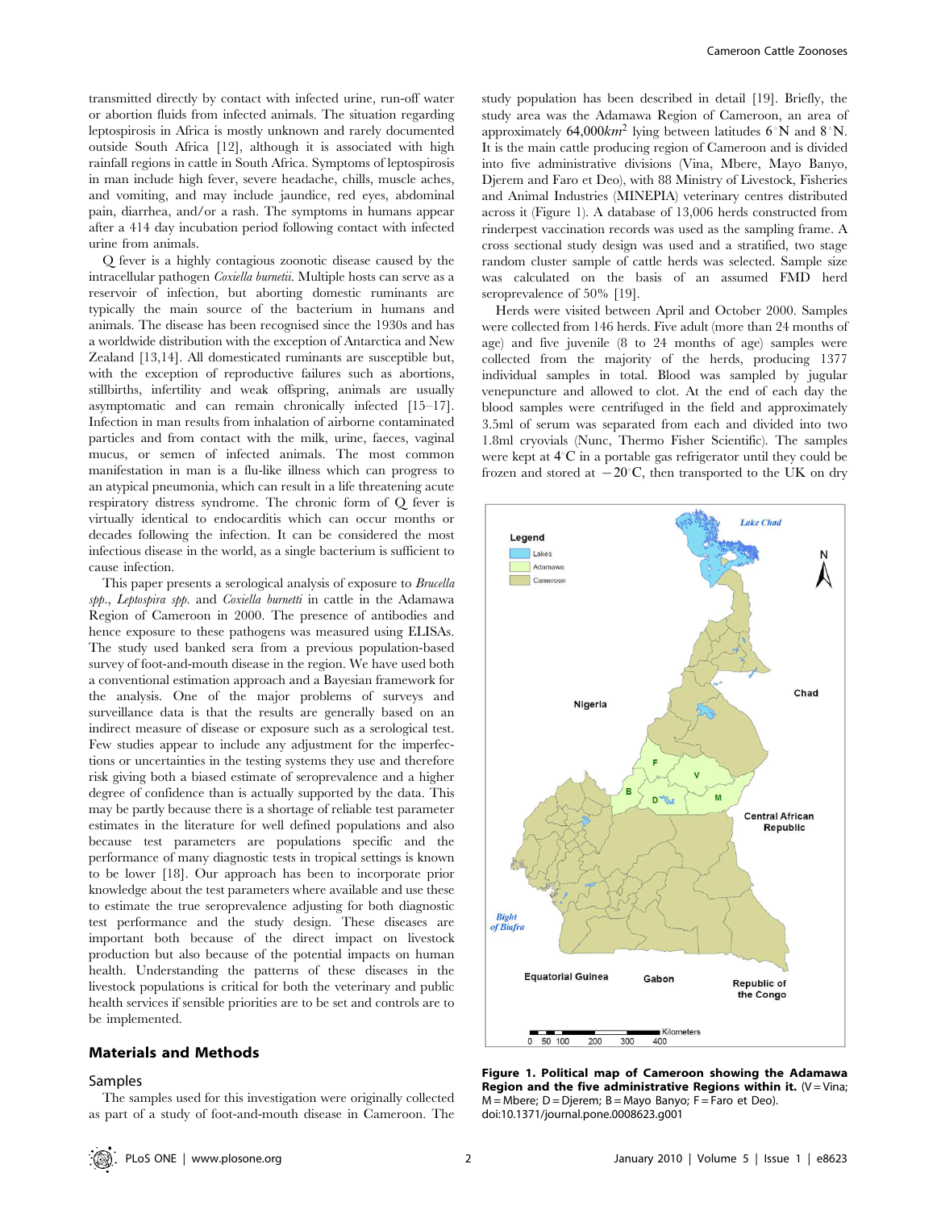transmitted directly by contact with infected urine, run-off water or abortion fluids from infected animals. The situation regarding leptospirosis in Africa is mostly unknown and rarely documented outside South Africa [12], although it is associated with high rainfall regions in cattle in South Africa. Symptoms of leptospirosis in man include high fever, severe headache, chills, muscle aches, and vomiting, and may include jaundice, red eyes, abdominal pain, diarrhea, and/or a rash. The symptoms in humans appear after a 414 day incubation period following contact with infected urine from animals.

Q fever is a highly contagious zoonotic disease caused by the intracellular pathogen *Coxiella burnetii*. Multiple hosts can serve as a reservoir of infection, but aborting domestic ruminants are typically the main source of the bacterium in humans and animals. The disease has been recognised since the 1930s and has a worldwide distribution with the exception of Antarctica and New Zealand [13,14]. All domesticated ruminants are susceptible but, with the exception of reproductive failures such as abortions, stillbirths, infertility and weak offspring, animals are usually asymptomatic and can remain chronically infected [15–17]. Infection in man results from inhalation of airborne contaminated particles and from contact with the milk, urine, faeces, vaginal mucus, or semen of infected animals. The most common manifestation in man is a flu-like illness which can progress to an atypical pneumonia, which can result in a life threatening acute respiratory distress syndrome. The chronic form of Q fever is virtually identical to endocarditis which can occur months or decades following the infection. It can be considered the most infectious disease in the world, as a single bacterium is sufficient to cause infection.

This paper presents a serological analysis of exposure to *Brucella spp.*, *Leptospira spp.* and *Coxiella burnetii* in cattle in the Adamawa Region of Cameroon in 2000. The presence of antibodies and hence exposure to these pathogens was measured using ELISAs. The study used banked sera from a previous population-based survey of foot-and-mouth disease in the region. We have used both a conventional estimation approach and a Bayesian framework for the analysis. One of the major problems of surveys and surveillance data is that the results are generally based on an indirect measure of disease or exposure such as a serological test. Few studies appear to include any adjustment for the imperfections or uncertainties in the testing systems they use and therefore risk giving both a biased estimate of seroprevalence and a higher degree of confidence than is actually supported by the data. This may be partly because there is a shortage of reliable test parameter estimates in the literature for well defined populations and also because test parameters are populations specific and the performance of many diagnostic tests in tropical settings is known to be lower [18]. Our approach has been to incorporate prior knowledge about the test parameters where available and use these to estimate the true seroprevalence adjusting for both diagnostic test performance and the study design. These diseases are important both because of the direct impact on livestock production but also because of the potential impacts on human health. Understanding the patterns of these diseases in the livestock populations is critical for both the veterinary and public health services if sensible priorities are to be set and controls are to be implemented.

## Materials and Methods

### Samples

The samples used for this investigation were originally collected as part of a study of foot-and-mouth disease in Cameroon. The study population has been described in detail [19]. Briefly, the study area was the Adamawa Region of Cameroon, an area of approximately 64,000$km^2$ lying between latitudes 6°N and 8°N. It is the main cattle producing region of Cameroon and is divided into five administrative divisions (Vina, Mbere, Mayo Banyo, Djerem and Faro et Deo), with 88 Ministry of Livestock, Fisheries and Animal Industries (MINEPIA) veterinary centres distributed across it (Figure 1). A database of 13,006 herds constructed from rinderpest vaccination records was used as the sampling frame. A cross sectional study design was used and a stratified, two stage random cluster sample of cattle herds was selected. Sample size was calculated on the basis of an assumed FMD herd seroprevalence of 50% [19].

Herds were visited between April and October 2000. Samples were collected from 146 herds. Five adult (more than 24 months of age) and five juvenile (8 to 24 months of age) samples were collected from the majority of the herds, producing 1377 individual samples in total. Blood was sampled by jugular venepuncture and allowed to clot. At the end of each day the blood samples were centrifuged in the field and approximately 3.5ml of serum was separated from each and divided into two 1.8ml cryovials (Nunc, Thermo Fisher Scientific). The samples were kept at 4°C in a portable gas refrigerator until they could be frozen and stored at −20°C, then transported to the UK on dry

**Figure 1. Political map of Cameroon showing the Adamawa Region and the five administrative Regions within it.** (V = Vina; M = Mbere; D = Djerem; B = Mayo Banyo; F = Faro et Deo).
doi:10.1371/journal.pone.0008623.g001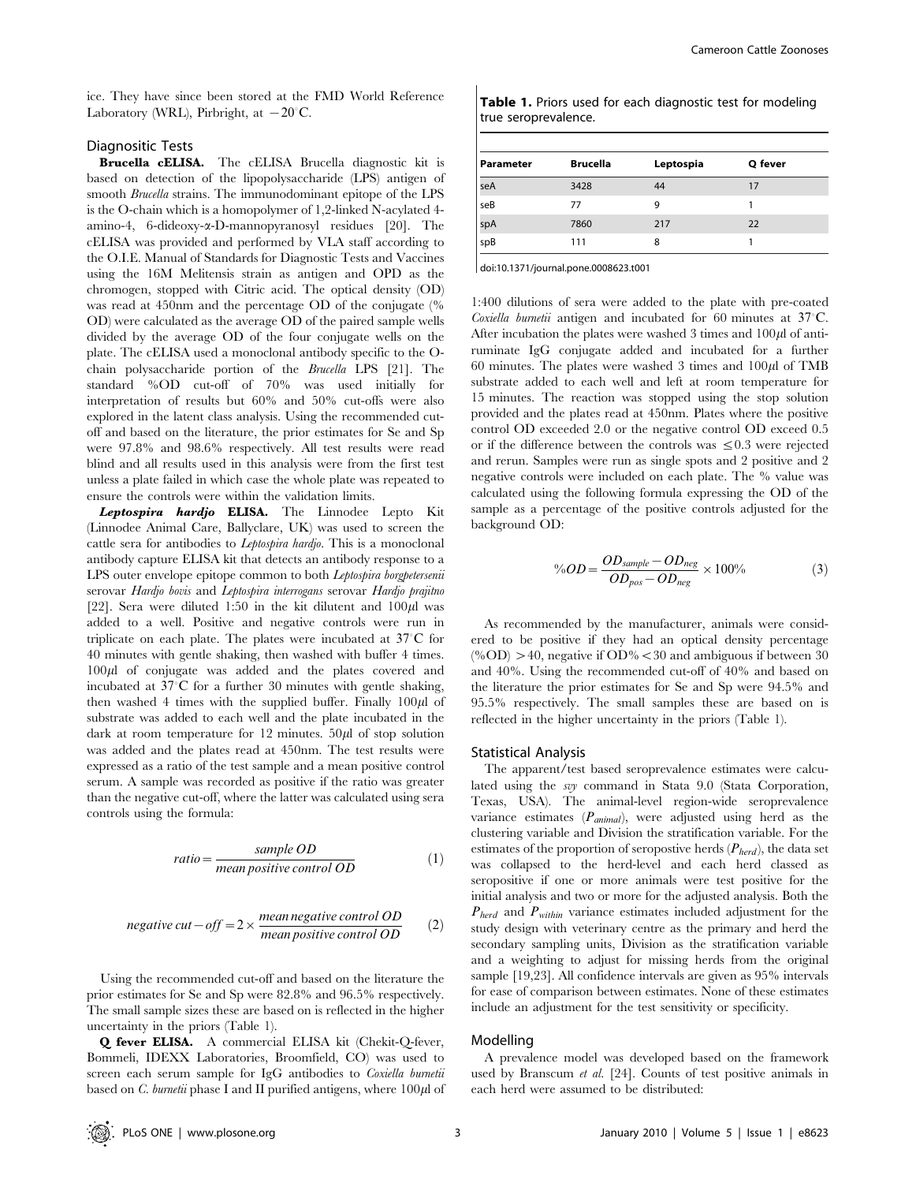ice. They have since been stored at the FMD World Reference Laboratory (WRL), Pirbright, at $-20^{\circ}$C.

### Diagnositic Tests

**Brucella cELISA.** The cELISA Brucella diagnostic kit is based on detection of the lipopolysaccharide (LPS) antigen of smooth *Brucella* strains. The immunodominant epitope of the LPS is the O-chain which is a homopolymer of 1,2-linked N-acylated 4-amino-4, 6-dideoxy-α-D-mannopyranosyl residues [20]. The cELISA was provided and performed by VLA staff according to the O.I.E. Manual of Standards for Diagnostic Tests and Vaccines using the 16M Melitensis strain as antigen and OPD as the chromogen, stopped with Citric acid. The optical density (OD) was read at 450nm and the percentage OD of the conjugate (% OD) were calculated as the average OD of the paired sample wells divided by the average OD of the four conjugate wells on the plate. The cELISA used a monoclonal antibody specific to the O-chain polysaccharide portion of the *Brucella* LPS [21]. The standard %OD cut-off of 70% was used initially for interpretation of results but 60% and 50% cut-offs were also explored in the latent class analysis. Using the recommended cut-off and based on the literature, the prior estimates for Se and Sp were 97.8% and 98.6% respectively. All test results were read blind and all results used in this analysis were from the first test unless a plate failed in which case the whole plate was repeated to ensure the controls were within the validation limits.

***Leptospira hardjo* ELISA.** The Linnodee Lepto Kit (Linnodee Animal Care, Ballyclare, UK) was used to screen the cattle sera for antibodies to *Leptospira hardjo*. This is a monoclonal antibody capture ELISA kit that detects an antibody response to a LPS outer envelope epitope common to both *Leptospira borgpetersenii* serovar *Hardjo bovis* and *Leptospira interrogans* serovar *Hardjo prajitno* [22]. Sera were diluted 1:50 in the kit dilutent and 100μl was added to a well. Positive and negative controls were run in triplicate on each plate. The plates were incubated at 37°C for 40 minutes with gentle shaking, then washed with buffer 4 times. 100μl of conjugate was added and the plates covered and incubated at 37°C for a further 30 minutes with gentle shaking, then washed 4 times with the supplied buffer. Finally 100μl of substrate was added to each well and the plate incubated in the dark at room temperature for 12 minutes. 50μl of stop solution was added and the plates read at 450nm. The test results were expressed as a ratio of the test sample and a mean positive control serum. A sample was recorded as positive if the ratio was greater than the negative cut-off, where the latter was calculated using sera controls using the formula:

$$ratio = \frac{sample\ OD}{mean\ positive\ control\ OD} \qquad (1)$$

$$negative\ cut-off = 2 \times \frac{mean\ negative\ control\ OD}{mean\ positive\ control\ OD} \qquad (2)$$

Using the recommended cut-off and based on the literature the prior estimates for Se and Sp were 82.8% and 96.5% respectively. The small sample sizes these are based on is reflected in the higher uncertainty in the priors (Table 1).

**Q fever ELISA.** A commercial ELISA kit (Chekit-Q-fever, Bommeli, IDEXX Laboratories, Broomfield, CO) was used to screen each serum sample for IgG antibodies to *Coxiella burnetii* based on *C. burnetii* phase I and II purified antigens, where 100μl of 1:400 dilutions of sera were added to the plate with pre-coated *Coxiella burnetii* antigen and incubated for 60 minutes at 37°C. After incubation the plates were washed 3 times and 100μl of anti-ruminate IgG conjugate added and incubated for a further 60 minutes. The plates were washed 3 times and 100μl of TMB substrate added to each well and left at room temperature for 15 minutes. The reaction was stopped using the stop solution provided and the plates read at 450nm. Plates where the positive control OD exceeded 2.0 or the negative control OD exceed 0.5 or if the difference between the controls was ≤0.3 were rejected and rerun. Samples were run as single spots and 2 positive and 2 negative controls were included on each plate. The % value was calculated using the following formula expressing the OD of the sample as a percentage of the positive controls adjusted for the background OD:

$$\%OD = \frac{OD_{sample} - OD_{neg}}{OD_{pos} - OD_{neg}} \times 100\% \qquad (3)$$

As recommended by the manufacturer, animals were considered to be positive if they had an optical density percentage (%OD) >40, negative if OD%<30 and ambiguous if between 30 and 40%. Using the recommended cut-off of 40% and based on the literature the prior estimates for Se and Sp were 94.5% and 95.5% respectively. The small samples these are based on is reflected in the higher uncertainty in the priors (Table 1).

**Table 1.** Priors used for each diagnostic test for modeling true seroprevalence.

| Parameter | Brucella | Leptospia | Q fever |
|---|---|---|---|
| seA | 3428 | 44 | 17 |
| seB | 77 | 9 | 1 |
| spA | 7860 | 217 | 22 |
| spB | 111 | 8 | 1 |

doi:10.1371/journal.pone.0008623.t001

### Statistical Analysis

The apparent/test based seroprevalence estimates were calculated using the *svy* command in Stata 9.0 (Stata Corporation, Texas, USA). The animal-level region-wide seroprevalence variance estimates ($P_{animal}$), were adjusted using herd as the clustering variable and Division the stratification variable. For the estimates of the proportion of seropostive herds ($P_{herd}$), the data set was collapsed to the herd-level and each herd classed as seropositive if one or more animals were test positive for the initial analysis and two or more for the adjusted analysis. Both the $P_{herd}$ and $P_{within}$ variance estimates included adjustment for the study design with veterinary centre as the primary and herd the secondary sampling units, Division as the stratification variable and a weighting to adjust for missing herds from the original sample [19,23]. All confidence intervals are given as 95% intervals for ease of comparison between estimates. None of these estimates include an adjustment for the test sensitivity or specificity.

### Modelling

A prevalence model was developed based on the framework used by Branscum *et al.* [24]. Counts of test positive animals in each herd were assumed to be distributed: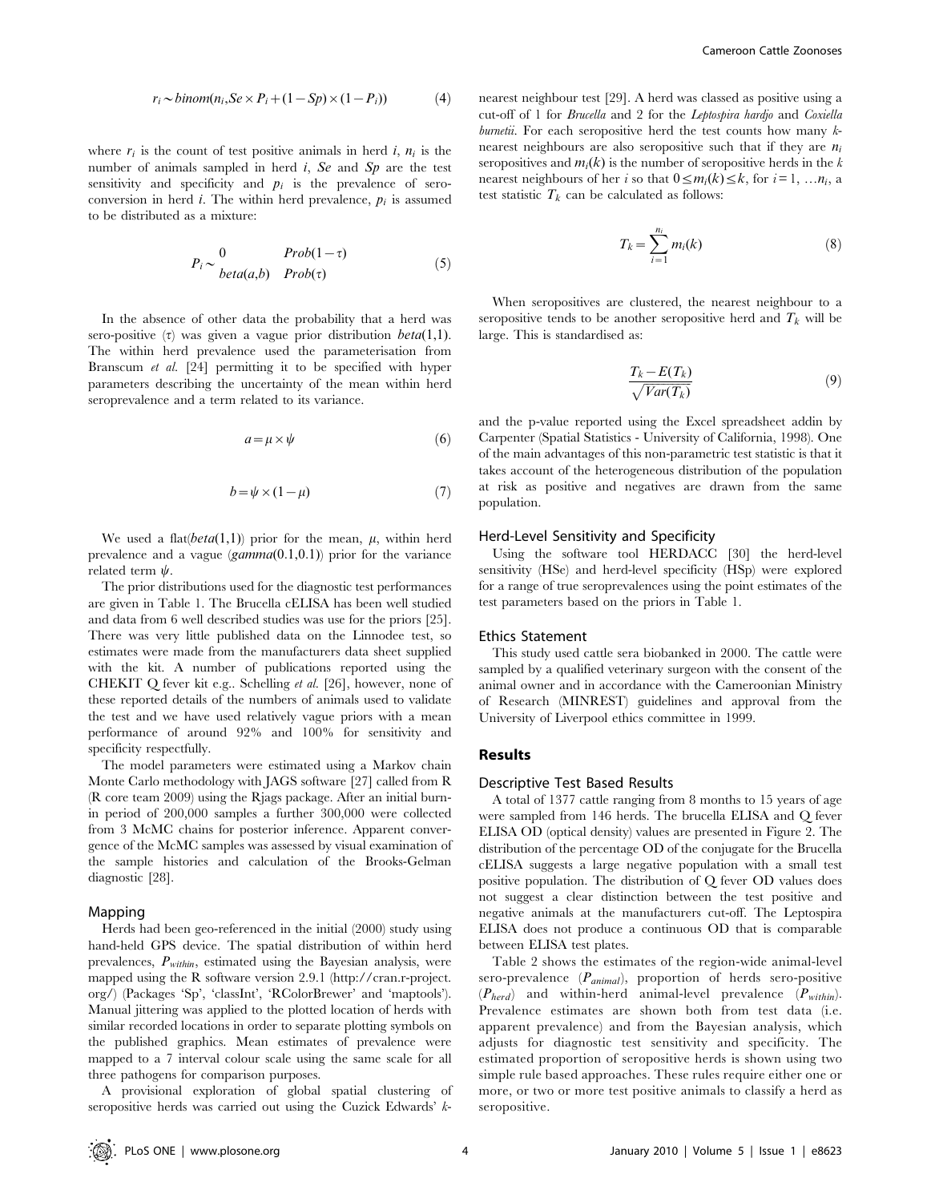$$r_i \sim binom(n_i, Se \times P_i + (1 - Sp) \times (1 - P_i)) \tag{4}$$

where $r_i$ is the count of test positive animals in herd $i$, $n_i$ is the number of animals sampled in herd $i$, $Se$ and $Sp$ are the test sensitivity and specificity and $p_i$ is the prevalence of sero-conversion in herd $i$. The within herd prevalence, $p_i$ is assumed to be distributed as a mixture:

$$P_i \sim \begin{matrix} 0 & Prob(1-\tau) \\ beta(a,b) & Prob(\tau) \end{matrix} \tag{5}$$

In the absence of other data the probability that a herd was sero-positive ($\tau$) was given a vague prior distribution $beta(1,1)$. The within herd prevalence used the parameterisation from Branscum *et al.* [24] permitting it to be specified with hyper parameters describing the uncertainty of the mean within herd seroprevalence and a term related to its variance.

$$a = \mu \times \psi \tag{6}$$

$$b = \psi \times (1 - \mu) \tag{7}$$

We used a flat($beta(1,1)$) prior for the mean, $\mu$, within herd prevalence and a vague ($gamma(0.1,0.1)$) prior for the variance related term $\psi$.

The prior distributions used for the diagnostic test performances are given in Table 1. The Brucella cELISA has been well studied and data from 6 well described studies was use for the priors [25]. There was very little published data on the Linnodee test, so estimates were made from the manufacturers data sheet supplied with the kit. A number of publications reported using the CHEKIT Q fever kit e.g.. Schelling *et al.* [26], however, none of these reported details of the numbers of animals used to validate the test and we have used relatively vague priors with a mean performance of around 92% and 100% for sensitivity and specificity respectfully.

The model parameters were estimated using a Markov chain Monte Carlo methodology with JAGS software [27] called from R (R core team 2009) using the Rjags package. After an initial burn-in period of 200,000 samples a further 300,000 were collected from 3 McMC chains for posterior inference. Apparent convergence of the McMC samples was assessed by visual examination of the sample histories and calculation of the Brooks-Gelman diagnostic [28].

### Mapping

Herds had been geo-referenced in the initial (2000) study using hand-held GPS device. The spatial distribution of within herd prevalences, $P_{within}$, estimated using the Bayesian analysis, were mapped using the R software version 2.9.1 (http://cran.r-project.org/) (Packages 'Sp', 'classInt', 'RColorBrewer' and 'maptools'). Manual jittering was applied to the plotted location of herds with similar recorded locations in order to separate plotting symbols on the published graphics. Mean estimates of prevalence were mapped to a 7 interval colour scale using the same scale for all three pathogens for comparison purposes.

A provisional exploration of global spatial clustering of seropositive herds was carried out using the Cuzick Edwards' $k$-nearest neighbour test [29]. A herd was classed as positive using a cut-off of 1 for *Brucella* and 2 for the *Leptospira hardjo* and *Coxiella burnetii*. For each seropositive herd the test counts how many $k$-nearest neighbours are also seropositive such that if they are $n_i$ seropositives and $m_i(k)$ is the number of seropositive herds in the $k$ nearest neighbours of her $i$ so that $0 \leq m_i(k) \leq k$, for $i = 1, \ldots n_i$, a test statistic $T_k$ can be calculated as follows:

$$T_k = \sum_{i=1}^{n_i} m_i(k) \tag{8}$$

When seropositives are clustered, the nearest neighbour to a seropositive tends to be another seropositive herd and $T_k$ will be large. This is standardised as:

$$\frac{T_k - E(T_k)}{\sqrt{Var(T_k)}} \tag{9}$$

and the p-value reported using the Excel spreadsheet addin by Carpenter (Spatial Statistics - University of California, 1998). One of the main advantages of this non-parametric test statistic is that it takes account of the heterogeneous distribution of the population at risk as positive and negatives are drawn from the same population.

### Herd-Level Sensitivity and Specificity

Using the software tool HERDACC [30] the herd-level sensitivity (HSe) and herd-level specificity (HSp) were explored for a range of true seroprevalences using the point estimates of the test parameters based on the priors in Table 1.

### Ethics Statement

This study used cattle sera biobanked in 2000. The cattle were sampled by a qualified veterinary surgeon with the consent of the animal owner and in accordance with the Cameroonian Ministry of Research (MINREST) guidelines and approval from the University of Liverpool ethics committee in 1999.

## Results

### Descriptive Test Based Results

A total of 1377 cattle ranging from 8 months to 15 years of age were sampled from 146 herds. The brucella ELISA and Q fever ELISA OD (optical density) values are presented in Figure 2. The distribution of the percentage OD of the conjugate for the Brucella cELISA suggests a large negative population with a small test positive population. The distribution of Q fever OD values does not suggest a clear distinction between the test positive and negative animals at the manufacturers cut-off. The Leptospira ELISA does not produce a continuous OD that is comparable between ELISA test plates.

Table 2 shows the estimates of the region-wide animal-level sero-prevalence ($P_{animal}$), proportion of herds sero-positive ($P_{herd}$) and within-herd animal-level prevalence ($P_{within}$). Prevalence estimates are shown both from test data (i.e. apparent prevalence) and from the Bayesian analysis, which adjusts for diagnostic test sensitivity and specificity. The estimated proportion of seropositive herds is shown using two simple rule based approaches. These rules require either one or more, or two or more test positive animals to classify a herd as seropositive.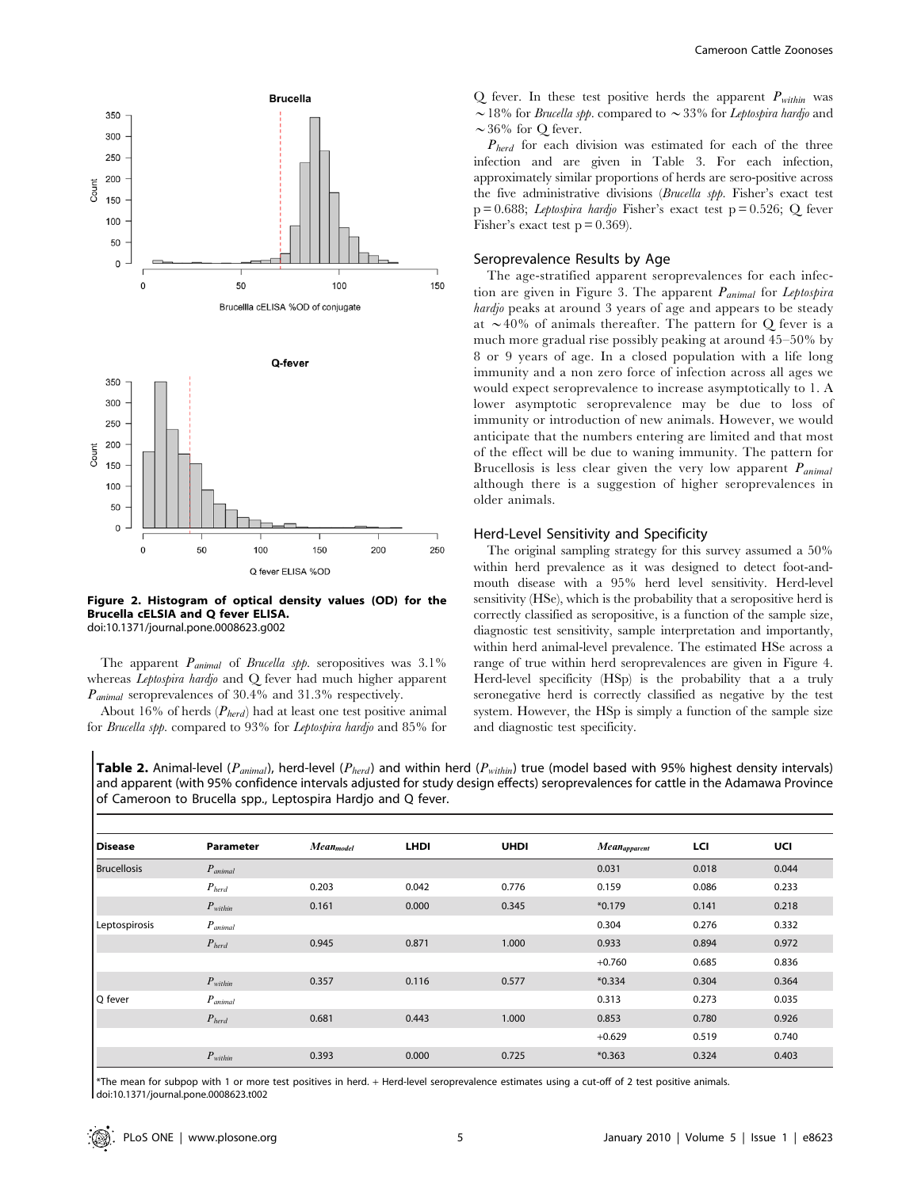Figure 2. Histogram of optical density values (OD) for the Brucella cELSIA and Q fever ELISA.
doi:10.1371/journal.pone.0008623.g002

The apparent $P_{animal}$ of *Brucella spp.* seropositives was 3.1% whereas *Leptospira hardjo* and Q fever had much higher apparent $P_{animal}$ seroprevalences of 30.4% and 31.3% respectively.

About 16% of herds ($P_{herd}$) had at least one test positive animal for *Brucella spp.* compared to 93% for *Leptospira hardjo* and 85% for Q fever. In these test positive herds the apparent $P_{within}$ was ~18% for *Brucella spp.* compared to ~33% for *Leptospira hardjo* and ~36% for Q fever.

$P_{herd}$ for each division was estimated for each of the three infection and are given in Table 3. For each infection, approximately similar proportions of herds are sero-positive across the five administrative divisions (*Brucella spp.* Fisher's exact test p = 0.688; *Leptospira hardjo* Fisher's exact test p = 0.526; Q fever Fisher's exact test p = 0.369).

## Seroprevalence Results by Age

The age-stratified apparent seroprevalences for each infection are given in Figure 3. The apparent $P_{animal}$ for *Leptospira hardjo* peaks at around 3 years of age and appears to be steady at ~40% of animals thereafter. The pattern for Q fever is a much more gradual rise possibly peaking at around 45–50% by 8 or 9 years of age. In a closed population with a life long immunity and a non zero force of infection across all ages we would expect seroprevalence to increase asymptotically to 1. A lower asymptotic seroprevalence may be due to loss of immunity or introduction of new animals. However, we would anticipate that the numbers entering are limited and that most of the effect will be due to waning immunity. The pattern for Brucellosis is less clear given the very low apparent $P_{animal}$ although there is a suggestion of higher seroprevalences in older animals.

## Herd-Level Sensitivity and Specificity

The original sampling strategy for this survey assumed a 50% within herd prevalence as it was designed to detect foot-and-mouth disease with a 95% herd level sensitivity. Herd-level sensitivity (HSe), which is the probability that a seropositive herd is correctly classified as seropositive, is a function of the sample size, diagnostic test sensitivity, sample interpretation and importantly, within herd animal-level prevalence. The estimated HSe across a range of true within herd seroprevalences are given in Figure 4. Herd-level specificity (HSp) is the probability that a a truly seronegative herd is correctly classified as negative by the test system. However, the HSp is simply a function of the sample size and diagnostic test specificity.

**Table 2.** Animal-level ($P_{animal}$), herd-level ($P_{herd}$) and within herd ($P_{within}$) true (model based with 95% highest density intervals) and apparent (with 95% confidence intervals adjusted for study design effects) seroprevalences for cattle in the Adamawa Province of Cameroon to Brucella spp., Leptospira Hardjo and Q fever.

| Disease | Parameter | $Mean_{model}$ | LHDI | UHDI | $Mean_{apparent}$ | LCI | UCI |
|---|---|---|---|---|---|---|---|
| Brucellosis | $P_{animal}$ | | | | 0.031 | 0.018 | 0.044 |
| | $P_{herd}$ | 0.203 | 0.042 | 0.776 | 0.159 | 0.086 | 0.233 |
| | $P_{within}$ | 0.161 | 0.000 | 0.345 | *0.179 | 0.141 | 0.218 |
| Leptospirosis | $P_{animal}$ | | | | 0.304 | 0.276 | 0.332 |
| | $P_{herd}$ | 0.945 | 0.871 | 1.000 | 0.933 | 0.894 | 0.972 |
| | | | | | +0.760 | 0.685 | 0.836 |
| | $P_{within}$ | 0.357 | 0.116 | 0.577 | *0.334 | 0.304 | 0.364 |
| Q fever | $P_{animal}$ | | | | 0.313 | 0.273 | 0.035 |
| | $P_{herd}$ | 0.681 | 0.443 | 1.000 | 0.853 | 0.780 | 0.926 |
| | | | | | +0.629 | 0.519 | 0.740 |
| | $P_{within}$ | 0.393 | 0.000 | 0.725 | *0.363 | 0.324 | 0.403 |

*The mean for subpop with 1 or more test positives in herd. + Herd-level seroprevalence estimates using a cut-off of 2 test positive animals.
doi:10.1371/journal.pone.0008623.t002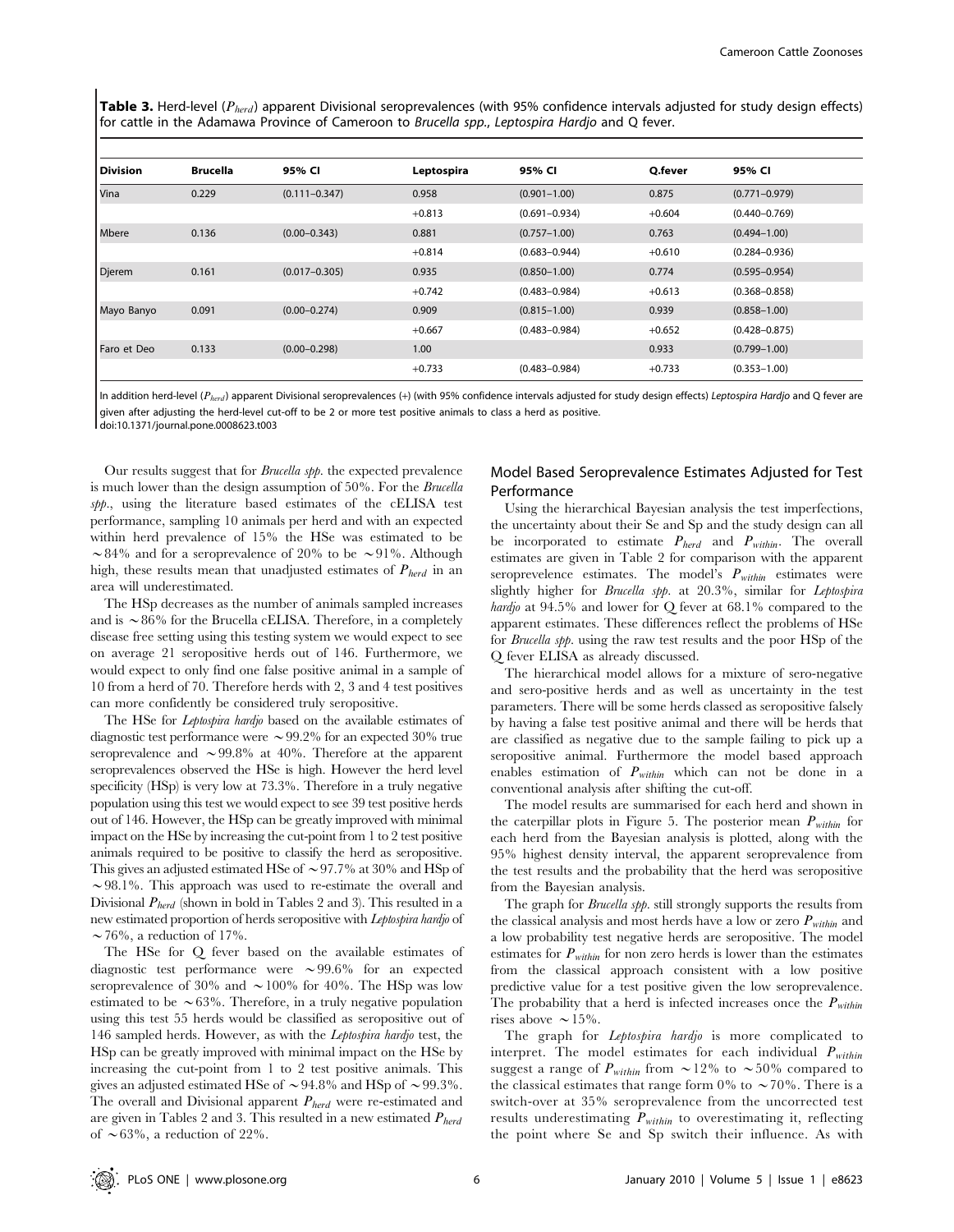**Table 3.** Herd-level ($P_{herd}$) apparent Divisional seroprevalences (with 95% confidence intervals adjusted for study design effects) for cattle in the Adamawa Province of Cameroon to *Brucella spp.*, *Leptospira Hardjo* and Q fever.

| Division | Brucella | 95% CI | Leptospira | 95% CI | Q.fever | 95% CI |
|---|---|---|---|---|---|---|
| Vina | 0.229 | (0.111–0.347) | 0.958 | (0.901–1.00) | 0.875 | (0.771–0.979) |
| | | | +0.813 | (0.691–0.934) | +0.604 | (0.440–0.769) |
| Mbere | 0.136 | (0.00–0.343) | 0.881 | (0.757–1.00) | 0.763 | (0.494–1.00) |
| | | | +0.814 | (0.683–0.944) | +0.610 | (0.284–0.936) |
| Djerem | 0.161 | (0.017–0.305) | 0.935 | (0.850–1.00) | 0.774 | (0.595–0.954) |
| | | | +0.742 | (0.483–0.984) | +0.613 | (0.368–0.858) |
| Mayo Banyo | 0.091 | (0.00–0.274) | 0.909 | (0.815–1.00) | 0.939 | (0.858–1.00) |
| | | | +0.667 | (0.483–0.984) | +0.652 | (0.428–0.875) |
| Faro et Deo | 0.133 | (0.00–0.298) | 1.00 | | 0.933 | (0.799–1.00) |
| | | | +0.733 | (0.483–0.984) | +0.733 | (0.353–1.00) |

In addition herd-level ($P_{herd}$) apparent Divisional seroprevalences (+) (with 95% confidence intervals adjusted for study design effects) *Leptospira Hardjo* and Q fever are given after adjusting the herd-level cut-off to be 2 or more test positive animals to class a herd as positive.

doi:10.1371/journal.pone.0008623.t003

Our results suggest that for *Brucella spp.* the expected prevalence is much lower than the design assumption of 50%. For the *Brucella spp.*, using the literature based estimates of the cELISA test performance, sampling 10 animals per herd and with an expected within herd prevalence of 15% the HSe was estimated to be ~84% and for a seroprevalence of 20% to be ~91%. Although high, these results mean that unadjusted estimates of $P_{herd}$ in an area will underestimated.

The HSp decreases as the number of animals sampled increases and is ~86% for the Brucella cELISA. Therefore, in a completely disease free setting using this testing system we would expect to see on average 21 seropositive herds out of 146. Furthermore, we would expect to only find one false positive animal in a sample of 10 from a herd of 70. Therefore herds with 2, 3 and 4 test positives can more confidently be considered truly seropositive.

The HSe for *Leptospira hardjo* based on the available estimates of diagnostic test performance were ~99.2% for an expected 30% true seroprevalence and ~99.8% at 40%. Therefore at the apparent seroprevalences observed the HSe is high. However the herd level specificity (HSp) is very low at 73.3%. Therefore in a truly negative population using this test we would expect to see 39 test positive herds out of 146. However, the HSp can be greatly improved with minimal impact on the HSe by increasing the cut-point from 1 to 2 test positive animals required to be positive to classify the herd as seropositive. This gives an adjusted estimated HSe of ~97.7% at 30% and HSp of ~98.1%. This approach was used to re-estimate the overall and Divisional $P_{herd}$ (shown in bold in Tables 2 and 3). This resulted in a new estimated proportion of herds seropositive with *Leptospira hardjo* of ~76%, a reduction of 17%.

The HSe for Q fever based on the available estimates of diagnostic test performance were ~99.6% for an expected seroprevalence of 30% and ~100% for 40%. The HSp was low estimated to be ~63%. Therefore, in a truly negative population using this test 55 herds would be classified as seropositive out of 146 sampled herds. However, as with the *Leptospira hardjo* test, the HSp can be greatly improved with minimal impact on the HSe by increasing the cut-point from 1 to 2 test positive animals. This gives an adjusted estimated HSe of ~94.8% and HSp of ~99.3%. The overall and Divisional apparent $P_{herd}$ were re-estimated and are given in Tables 2 and 3. This resulted in a new estimated $P_{herd}$ of ~63%, a reduction of 22%.

## Model Based Seroprevalence Estimates Adjusted for Test Performance

Using the hierarchical Bayesian analysis the test imperfections, the uncertainty about their Se and Sp and the study design can all be incorporated to estimate $P_{herd}$ and $P_{within}$. The overall estimates are given in Table 2 for comparison with the apparent seroprevelence estimates. The model's $P_{within}$ estimates were slightly higher for *Brucella spp.* at 20.3%, similar for *Leptospira hardjo* at 94.5% and lower for Q fever at 68.1% compared to the apparent estimates. These differences reflect the problems of HSe for *Brucella spp.* using the raw test results and the poor HSp of the Q fever ELISA as already discussed.

The hierarchical model allows for a mixture of sero-negative and sero-positive herds and as well as uncertainty in the test parameters. There will be some herds classed as seropositive falsely by having a false test positive animal and there will be herds that are classified as negative due to the sample failing to pick up a seropositive animal. Furthermore the model based approach enables estimation of $P_{within}$ which can not be done in a conventional analysis after shifting the cut-off.

The model results are summarised for each herd and shown in the caterpillar plots in Figure 5. The posterior mean $P_{within}$ for each herd from the Bayesian analysis is plotted, along with the 95% highest density interval, the apparent seroprevalence from the test results and the probability that the herd was seropositive from the Bayesian analysis.

The graph for *Brucella spp.* still strongly supports the results from the classical analysis and most herds have a low or zero $P_{within}$ and a low probability test negative herds are seropositive. The model estimates for $P_{within}$ for non zero herds is lower than the estimates from the classical approach consistent with a low positive predictive value for a test positive given the low seroprevalence. The probability that a herd is infected increases once the $P_{within}$ rises above ~15%.

The graph for *Leptospira hardjo* is more complicated to interpret. The model estimates for each individual $P_{within}$ suggest a range of $P_{within}$ from ~12% to ~50% compared to the classical estimates that range form 0% to ~70%. There is a switch-over at 35% seroprevalence from the uncorrected test results underestimating $P_{within}$ to overestimating it, reflecting the point where Se and Sp switch their influence. As with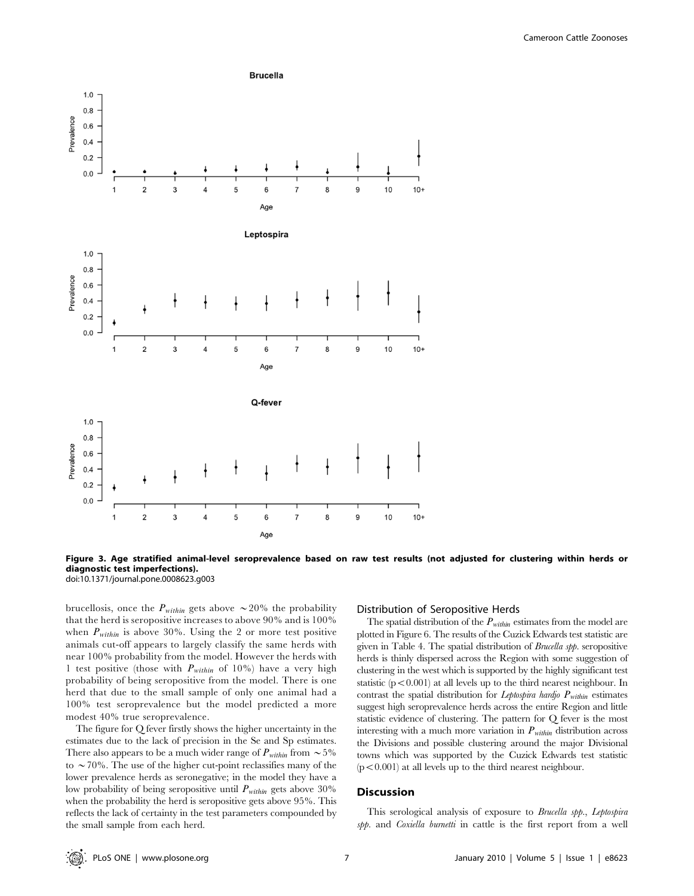**Figure 3. Age stratified animal-level seroprevalence based on raw test results (not adjusted for clustering within herds or diagnostic test imperfections).**
doi:10.1371/journal.pone.0008623.g003

brucellosis, once the $P_{within}$ gets above $\sim 20\%$ the probability that the herd is seropositive increases to above 90% and is 100% when $P_{within}$ is above 30%. Using the 2 or more test positive animals cut-off appears to largely classify the same herds with near 100% probability from the model. However the herds with 1 test positive (those with $P_{within}$ of 10%) have a very high probability of being seropositive from the model. There is one herd that due to the small sample of only one animal had a 100% test seroprevalence but the model predicted a more modest 40% true seroprevalence.

The figure for Q fever firstly shows the higher uncertainty in the estimates due to the lack of precision in the Se and Sp estimates. There also appears to be a much wider range of $P_{within}$ from $\sim 5\%$ to $\sim 70\%$. The use of the higher cut-point reclassifies many of the lower prevalence herds as seronegative; in the model they have a low probability of being seropositive until $P_{within}$ gets above 30% when the probability the herd is seropositive gets above 95%. This reflects the lack of certainty in the test parameters compounded by the small sample from each herd.

### Distribution of Seropositive Herds

The spatial distribution of the $P_{within}$ estimates from the model are plotted in Figure 6. The results of the Cuzick Edwards test statistic are given in Table 4. The spatial distribution of *Brucella spp.* seropositive herds is thinly dispersed across the Region with some suggestion of clustering in the west which is supported by the highly significant test statistic ($p < 0.001$) at all levels up to the third nearest neighbour. In contrast the spatial distribution for *Leptospira hardjo* $P_{within}$ estimates suggest high seroprevalence herds across the entire Region and little statistic evidence of clustering. The pattern for Q fever is the most interesting with a much more variation in $P_{within}$ distribution across the Divisions and possible clustering around the major Divisional towns which was supported by the Cuzick Edwards test statistic ($p < 0.001$) at all levels up to the third nearest neighbour.

## Discussion

This serological analysis of exposure to *Brucella spp.*, *Leptospira spp.* and *Coxiella burnetti* in cattle is the first report from a well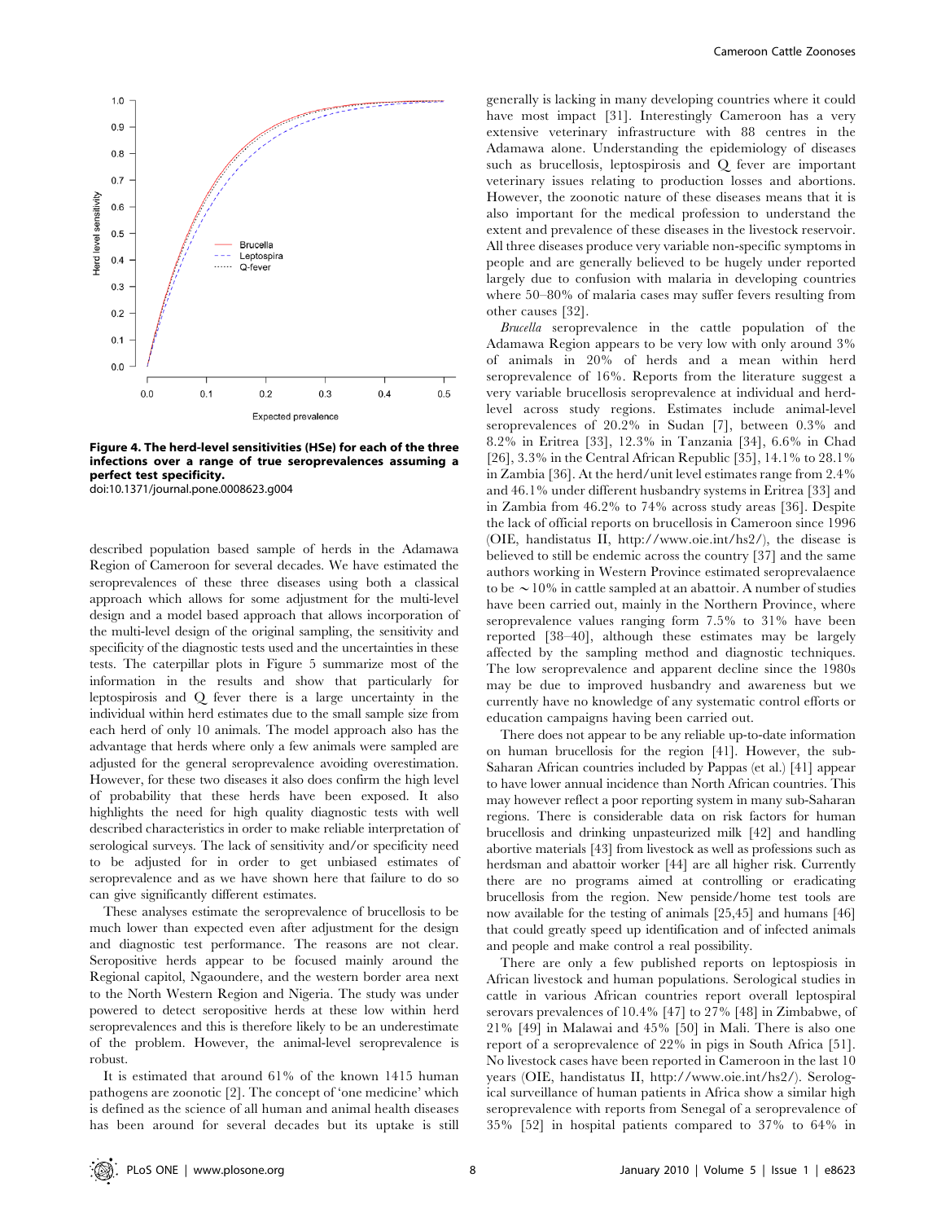1.0
0.9
0.8
0.7
0.6
0.5
0.4
0.3
0.2
0.1
0.0

Herd level sensitivity

Brucella
Leptospira
Q-fever

0.0 0.1 0.2 0.3 0.4 0.5

Expected prevalence

**Figure 4. The herd-level sensitivities (HSe) for each of the three infections over a range of true seroprevalences assuming a perfect test specificity.**
doi:10.1371/journal.pone.0008623.g004

described population based sample of herds in the Adamawa Region of Cameroon for several decades. We have estimated the seroprevalences of these three diseases using both a classical approach which allows for some adjustment for the multi-level design and a model based approach that allows incorporation of the multi-level design of the original sampling, the sensitivity and specificity of the diagnostic tests used and the uncertainties in these tests. The caterpillar plots in Figure 5 summarize most of the information in the results and show that particularly for leptospirosis and Q fever there is a large uncertainty in the individual within herd estimates due to the small sample size from each herd of only 10 animals. The model approach also has the advantage that herds where only a few animals were sampled are adjusted for the general seroprevalence avoiding overestimation. However, for these two diseases it also does confirm the high level of probability that these herds have been exposed. It also highlights the need for high quality diagnostic tests with well described characteristics in order to make reliable interpretation of serological surveys. The lack of sensitivity and/or specificity need to be adjusted for in order to get unbiased estimates of seroprevalence and as we have shown here that failure to do so can give significantly different estimates.

These analyses estimate the seroprevalence of brucellosis to be much lower than expected even after adjustment for the design and diagnostic test performance. The reasons are not clear. Seropositive herds appear to be focused mainly around the Regional capitol, Ngaoundere, and the western border area next to the North Western Region and Nigeria. The study was under powered to detect seropositive herds at these low within herd seroprevalences and this is therefore likely to be an underestimate of the problem. However, the animal-level seroprevalence is robust.

It is estimated that around 61% of the known 1415 human pathogens are zoonotic [2]. The concept of 'one medicine' which is defined as the science of all human and animal health diseases has been around for several decades but its uptake is still generally is lacking in many developing countries where it could have most impact [31]. Interestingly Cameroon has a very extensive veterinary infrastructure with 88 centres in the Adamawa alone. Understanding the epidemiology of diseases such as brucellosis, leptospirosis and Q fever are important veterinary issues relating to production losses and abortions. However, the zoonotic nature of these diseases means that it is also important for the medical profession to understand the extent and prevalence of these diseases in the livestock reservoir. All three diseases produce very variable non-specific symptoms in people and are generally believed to be hugely under reported largely due to confusion with malaria in developing countries where 50–80% of malaria cases may suffer fevers resulting from other causes [32].

*Brucella* seroprevalence in the cattle population of the Adamawa Region appears to be very low with only around 3% of animals in 20% of herds and a mean within herd seroprevalence of 16%. Reports from the literature suggest a very variable brucellosis seroprevalence at individual and herd-level across study regions. Estimates include animal-level seroprevalences of 20.2% in Sudan [7], between 0.3% and 8.2% in Eritrea [33], 12.3% in Tanzania [34], 6.6% in Chad [26], 3.3% in the Central African Republic [35], 14.1% to 28.1% in Zambia [36]. At the herd/unit level estimates range from 2.4% and 46.1% under different husbandry systems in Eritrea [33] and in Zambia from 46.2% to 74% across study areas [36]. Despite the lack of official reports on brucellosis in Cameroon since 1996 (OIE, handistatus II, http://www.oie.int/hs2/), the disease is believed to still be endemic across the country [37] and the same authors working in Western Province estimated seroprevalaence to be ~10% in cattle sampled at an abattoir. A number of studies have been carried out, mainly in the Northern Province, where seroprevalence values ranging form 7.5% to 31% have been reported [38–40], although these estimates may be largely affected by the sampling method and diagnostic techniques. The low seroprevalence and apparent decline since the 1980s may be due to improved husbandry and awareness but we currently have no knowledge of any systematic control efforts or education campaigns having been carried out.

There does not appear to be any reliable up-to-date information on human brucellosis for the region [41]. However, the sub-Saharan African countries included by Pappas (et al.) [41] appear to have lower annual incidence than North African countries. This may however reflect a poor reporting system in many sub-Saharan regions. There is considerable data on risk factors for human brucellosis and drinking unpasteurized milk [42] and handling abortive materials [43] from livestock as well as professions such as herdsman and abattoir worker [44] are all higher risk. Currently there are no programs aimed at controlling or eradicating brucellosis from the region. New penside/home test tools are now available for the testing of animals [25,45] and humans [46] that could greatly speed up identification and of infected animals and people and make control a real possibility.

There are only a few published reports on leptospiosis in African livestock and human populations. Serological studies in cattle in various African countries report overall leptospiral serovars prevalences of 10.4% [47] to 27% [48] in Zimbabwe, of 21% [49] in Malawai and 45% [50] in Mali. There is also one report of a seroprevalence of 22% in pigs in South Africa [51]. No livestock cases have been reported in Cameroon in the last 10 years (OIE, handistatus II, http://www.oie.int/hs2/). Serological surveillance of human patients in Africa show a similar high seroprevalence with reports from Senegal of a seroprevalence of 35% [52] in hospital patients compared to 37% to 64% in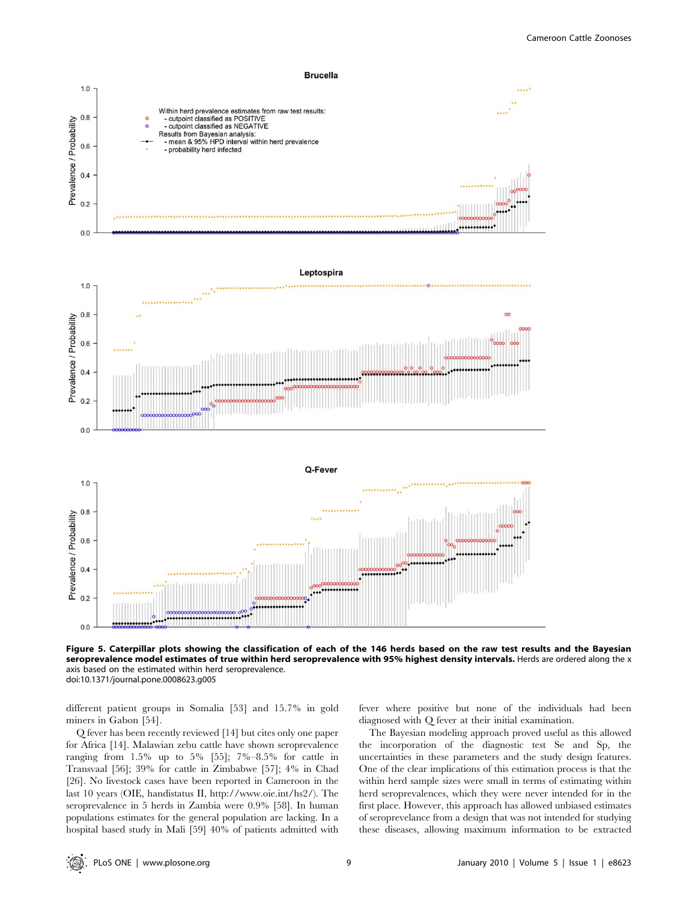**Figure 5. Caterpillar plots showing the classification of each of the 146 herds based on the raw test results and the Bayesian seroprevalence model estimates of true within herd seroprevalence with 95% highest density intervals.** Herds are ordered along the x axis based on the estimated within herd seroprevalence.
doi:10.1371/journal.pone.0008623.g005

different patient groups in Somalia [53] and 15.7% in gold miners in Gabon [54].

Q fever has been recently reviewed [14] but cites only one paper for Africa [14]. Malawian zebu cattle have shown seroprevalence ranging from 1.5% up to 5% [55]; 7%–8.5% for cattle in Transvaal [56]; 39% for cattle in Zimbabwe [57]; 4% in Chad [26]. No livestock cases have been reported in Cameroon in the last 10 years (OIE, handistatus II, http://www.oie.int/hs2/). The seroprevalence in 5 herds in Zambia were 0.9% [58]. In human populations estimates for the general population are lacking. In a hospital based study in Mali [59] 40% of patients admitted with fever where positive but none of the individuals had been diagnosed with Q fever at their initial examination.

The Bayesian modeling approach proved useful as this allowed the incorporation of the diagnostic test Se and Sp, the uncertainties in these parameters and the study design features. One of the clear implications of this estimation process is that the within herd sample sizes were small in terms of estimating within herd seroprevalences, which they were never intended for in the first place. However, this approach has allowed unbiased estimates of seroprevelance from a design that was not intended for studying these diseases, allowing maximum information to be extracted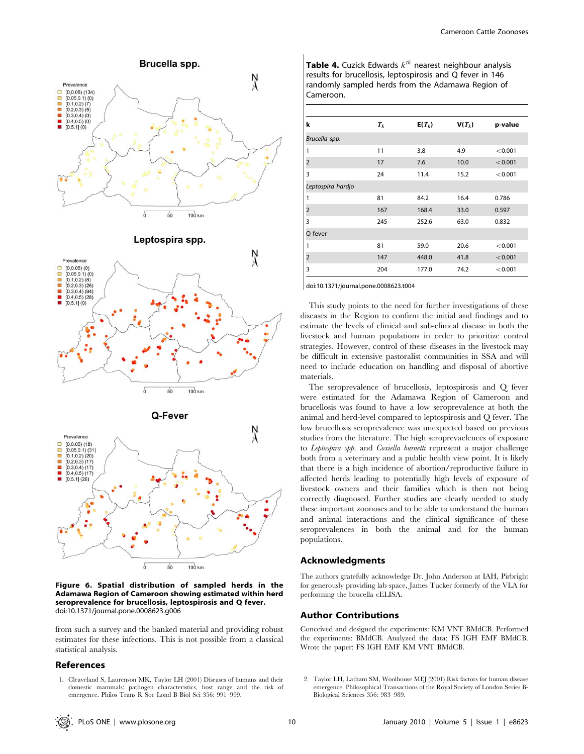Brucella spp.

Prevalence
[0,0.05) (134)
[0.05,0.1) (0)
[0.1,0.2) (7)
[0.2,0.3) (5)
[0.3,0.4) (0)
[0.4,0.5) (0)
[0.5,1] (0)

N

0 50 100 km

Leptospira spp.

Prevalence
[0,0.05) (0)
[0.05,0.1) (0)
[0.1,0.2) (8)
[0.2,0.3) (26)
[0.3,0.4) (84)
[0.4,0.5) (28)
[0.5,1] (0)

N

0 50 100 km

Q-Fever

Prevalence
[0,0.05) (18)
[0.05,0.1) (31)
[0.1,0.2) (20)
[0.2,0.3) (17)
[0.3,0.4) (17)
[0.4,0.5) (17)
[0.5,1] (26)

N

0 50 100 km

**Figure 6. Spatial distribution of sampled herds in the Adamawa Region of Cameroon showing estimated within herd seroprevalence for brucellosis, leptospirosis and Q fever.**
doi:10.1371/journal.pone.0008623.g006

from such a survey and the banked material and providing robust estimates for these infections. This is not possible from a classical statistical analysis.

**Table 4.** Cuzick Edwards $k^{th}$ nearest neighbour analysis results for brucellosis, leptospirosis and Q fever in 146 randomly sampled herds from the Adamawa Region of Cameroon.

| k | $T_k$ | E($T_k$) | V($T_k$) | p-value |
|---|---|---|---|---|
| *Brucella spp.* | | | | |
| 1 | 11 | 3.8 | 4.9 | <0.001 |
| 2 | 17 | 7.6 | 10.0 | <0.001 |
| 3 | 24 | 11.4 | 15.2 | <0.001 |
| *Leptospira hardjo* | | | | |
| 1 | 81 | 84.2 | 16.4 | 0.786 |
| 2 | 167 | 168.4 | 33.0 | 0.597 |
| 3 | 245 | 252.6 | 63.0 | 0.832 |
| Q fever | | | | |
| 1 | 81 | 59.0 | 20.6 | <0.001 |
| 2 | 147 | 448.0 | 41.8 | <0.001 |
| 3 | 204 | 177.0 | 74.2 | <0.001 |

doi:10.1371/journal.pone.0008623.t004

This study points to the need for further investigations of these diseases in the Region to confirm the initial and findings and to estimate the levels of clinical and sub-clinical disease in both the livestock and human populations in order to prioritize control strategies. However, control of these diseases in the livestock may be difficult in extensive pastoralist communities in SSA and will need to include education on handling and disposal of abortive materials.

The seroprevalence of brucellosis, leptospirosis and Q fever were estimated for the Adamawa Region of Cameroon and brucellosis was found to have a low seroprevalence at both the animal and herd-level compared to leptospirosis and Q fever. The low brucellosis seroprevalence was unexpected based on previous studies from the literature. The high seroprevealences of exposure to *Leptospira spp.* and *Coxiella burnetti* represent a major challenge both from a veterinary and a public health view point. It is likely that there is a high incidence of abortion/reproductive failure in affected herds leading to potentially high levels of exposure of livestock owners and their families which is then not being correctly diagnosed. Further studies are clearly needed to study these important zoonoses and to be able to understand the human and animal interactions and the clinical significance of these seroprevalences in both the animal and for the human populations.

## Acknowledgments

The authors gratefully acknowledge Dr. John Anderson at IAH, Pirbright for generously providing lab space, James Tucker formerly of the VLA for performing the brucella cELISA.

## Author Contributions

Conceived and designed the experiments: KM VNT BMdCB. Performed the experiments: BMdCB. Analyzed the data: FS IGH EMF BMdCB. Wrote the paper: FS IGH EMF KM VNT BMdCB.

## References

1. Cleaveland S, Laurenson MK, Taylor LH (2001) Diseases of humans and their domestic mammals: pathogen characteristics, host range and the risk of emergence. Philos Trans R Soc Lond B Biol Sci 356: 991–999.
2. Taylor LH, Latham SM, Woolhouse MEJ (2001) Risk factors for human disease emergence. Philosophical Transactions of the Royal Society of London Series B-Biological Sciences 356: 983–989.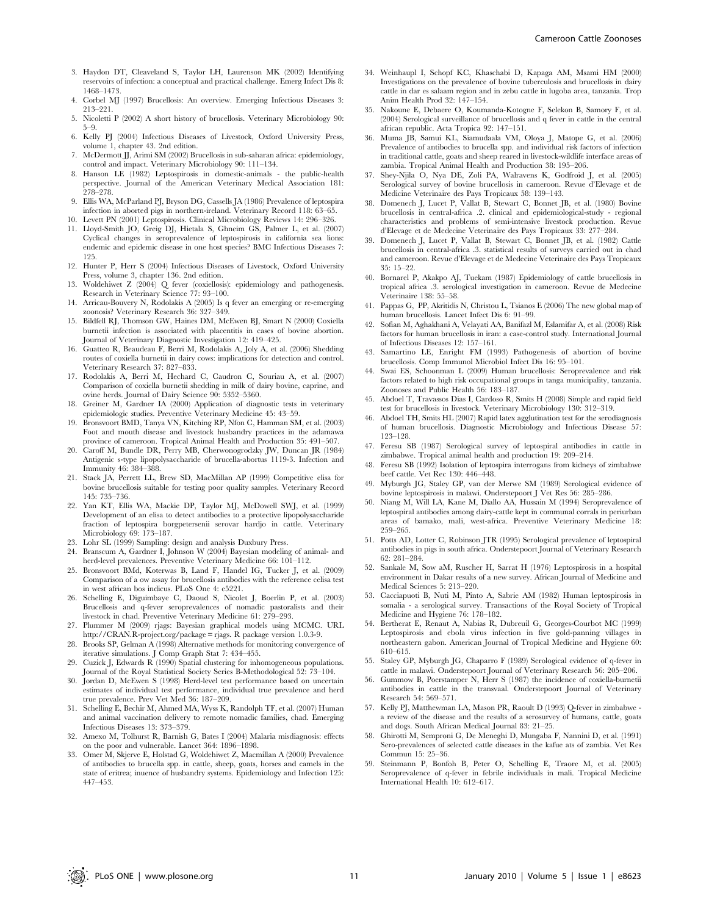3. Haydon DT, Cleaveland S, Taylor LH, Laurenson MK (2002) Identifying reservoirs of infection: a conceptual and practical challenge. Emerg Infect Dis 8: 1468–1473.
4. Corbel MJ (1997) Brucellosis: An overview. Emerging Infectious Diseases 3: 213–221.
5. Nicoletti P (2002) A short history of brucellosis. Veterinary Microbiology 90: 5–9.
6. Kelly PJ (2004) Infectious Diseases of Livestock, Oxford University Press, volume 1, chapter 43. 2nd edition.
7. McDermott JJ, Arimi SM (2002) Brucellosis in sub-saharan africa: epidemiology, control and impact. Veterinary Microbiology 90: 111–134.
8. Hanson LE (1982) Leptospirosis in domestic-animals - the public-health perspective. Journal of the American Veterinary Medical Association 181: 278–278.
9. Ellis WA, McParland PJ, Bryson DG, Cassells JA (1986) Prevalence of leptospira infection in aborted pigs in northern-ireland. Veterinary Record 118: 63–65.
10. Levett PN (2001) Leptospirosis. Clinical Microbiology Reviews 14: 296–326.
11. Lloyd-Smith JO, Greig DJ, Hietala S, Ghneim GS, Palmer L, et al. (2007) Cyclical changes in seroprevalence of leptospirosis in california sea lions: endemic and epidemic disease in one host species? BMC Infectious Diseases 7: 125.
12. Hunter P, Herr S (2004) Infectious Diseases of Livestock, Oxford University Press, volume 3, chapter 136. 2nd edition.
13. Woldehiwet Z (2004) Q fever (coxiellosis): epidemiology and pathogenesis. Research in Veterinary Science 77: 93–100.
14. Arricau-Bouvery N, Rodolakis A (2005) Is q fever an emerging or re-emerging zoonosis? Veterinary Research 36: 327–349.
15. Bildfell RJ, Thomson GW, Haines DM, McEwen BJ, Smart N (2000) Coxiella burnetii infection is associated with placentitis in cases of bovine abortion. Journal of Veterinary Diagnostic Investigation 12: 419–425.
16. Guatteo R, Beaudeau F, Berri M, Rodolakis A, Joly A, et al. (2006) Shedding routes of coxiella burnetii in dairy cows: implications for detection and control. Veterinary Research 37: 827–833.
17. Rodolakis A, Berri M, Hechard C, Caudron C, Souriau A, et al. (2007) Comparison of coxiella burnetii shedding in milk of dairy bovine, caprine, and ovine herds. Journal of Dairy Science 90: 5352–5360.
18. Greiner M, Gardner IA (2000) Application of diagnostic tests in veterinary epidemiologic studies. Preventive Veterinary Medicine 45: 43–59.
19. Bronsvoort BMD, Tanya VN, Kitching RP, Nfon C, Hamman SM, et al. (2003) Foot and mouth disease and livestock husbandry practices in the adamawa province of cameroon. Tropical Animal Health and Production 35: 491–507.
20. Caroff M, Bundle DR, Perry MB, Cherwonogrodzky JW, Duncan JR (1984) Antigenic s-type lipopolysaccharide of brucella-abortus 1119-3. Infection and Immunity 46: 384–388.
21. Stack JA, Perrett LL, Brew SD, MacMillan AP (1999) Competitive elisa for bovine brucellosis suitable for testing poor quality samples. Veterinary Record 145: 735–736.
22. Yan KT, Ellis WA, Mackie DP, Taylor MJ, McDowell SWJ, et al. (1999) Development of an elisa to detect antibodies to a protective lipopolysaccharide fraction of leptospira borgpetersenii serovar hardjo in cattle. Veterinary Microbiology 69: 173–187.
23. Lohr SL (1999) Sampling: design and analysis Duxbury Press.
24. Branscum A, Gardner I, Johnson W (2004) Bayesian modeling of animal- and herd-level prevalences. Preventive Veterinary Medicine 66: 101–112.
25. Bronsvoort BMd, Koterwas B, Land F, Handel IG, Tucker J, et al. (2009) Comparison of a ow assay for brucellosis antibodies with the reference celisa test in west african bos indicus. PLoS One 4: e5221.
26. Schelling E, Diguimbaye C, Daoud S, Nicolet J, Boerlin P, et al. (2003) Brucellosis and q-fever seroprevalences of nomadic pastoralists and their livestock in chad. Preventive Veterinary Medicine 61: 279–293.
27. Plummer M (2009) rjags: Bayesian graphical models using MCMC. URL http://CRAN.R-project.org/package=rjags. R package version 1.0.3-9.
28. Brooks SP, Gelman A (1998) Alternative methods for monitoring convergence of iterative simulations. J Comp Graph Stat 7: 434–455.
29. Cuzick J, Edwards R (1990) Spatial clustering for inhomogeneous populations. Journal of the Royal Statistical Society Series B-Methodological 52: 73–104.
30. Jordan D, McEwen S (1998) Herd-level test performance based on uncertain estimates of individual test performance, individual true prevalence and herd true prevalence. Prev Vet Med 36: 187–209.
31. Schelling E, Bechir M, Ahmed MA, Wyss K, Randolph TF, et al. (2007) Human and animal vaccination delivery to remote nomadic families, chad. Emerging Infectious Diseases 13: 373–379.
32. Amexo M, Tolhurst R, Barnish G, Bates I (2004) Malaria misdiagnosis: effects on the poor and vulnerable. Lancet 364: 1896–1898.
33. Omer M, Skjerve E, Holstad G, Woldehiwet Z, Macmillan A (2000) Prevalence of antibodies to brucella spp. in cattle, sheep, goats, horses and camels in the state of eritrea; inuence of husbandry systems. Epidemiology and Infection 125: 447–453.
34. Weinhaupl I, Schopf KC, Khaschabi D, Kapaga AM, Msami HM (2000) Investigations on the prevalence of bovine tuberculosis and brucellosis in dairy cattle in dar es salaam region and in zebu cattle in lugoba area, tanzania. Trop Anim Health Prod 32: 147–154.
35. Nakoune E, Debaere O, Koumanda-Kotogne F, Selekon B, Samory F, et al. (2004) Serological surveillance of brucellosis and q fever in cattle in the central african republic. Acta Tropica 92: 147–151.
36. Muma JB, Samui KL, Siamudaala VM, Oloya J, Matope G, et al. (2006) Prevalence of antibodies to brucella spp. and individual risk factors of infection in traditional cattle, goats and sheep reared in livestock-wildlife interface areas of zambia. Tropical Animal Health and Production 38: 195–206.
37. Shey-Njila O, Nya DE, Zoli PA, Walravens K, Godfroid J, et al. (2005) Serological survey of bovine brucellosis in cameroon. Revue d'Elevage et de Medecine Veterinaire des Pays Tropicaux 58: 139–143.
38. Domenech J, Lucet P, Vallat B, Stewart C, Bonnet JB, et al. (1980) Bovine brucellosis in central-africa .2. clinical and epidemiological-study - regional characteristics and problems of semi-intensive livestock production. Revue d'Elevage et de Medecine Veterinaire des Pays Tropicaux 33: 277–284.
39. Domenech J, Lucet P, Vallat B, Stewart C, Bonnet JB, et al. (1982) Cattle brucellosis in central-africa .3. statistical results of surveys carried out in chad and cameroon. Revue d'Elevage et de Medecine Veterinaire des Pays Tropicaux 35: 15–22.
40. Bornarel P, Akakpo AJ, Tuekam (1987) Epidemiology of cattle brucellosis in tropical africa .3. serological investigation in cameroon. Revue de Medecine Veterinaire 138: 55–58.
41. Pappas G, PP, Akritidis N, Christou L, Tsianos E (2006) The new global map of human brucellosis. Lancet Infect Dis 6: 91–99.
42. Sofian M, Aghakhani A, Velayati AA, Banifazl M, Eslamifar A, et al. (2008) Risk factors for human brucellosis in iran: a case-control study. International Journal of Infectious Diseases 12: 157–161.
43. Samartino LE, Enright FM (1993) Pathogenesis of abortion of bovine brucellosis. Comp Immunol Microbiol Infect Dis 16: 95–101.
44. Swai ES, Schoonman L (2009) Human brucellosis: Seroprevalence and risk factors related to high risk occupational groups in tanga municipality, tanzania. Zoonoses and Public Health 56: 183–187.
45. Abdoel T, Travassos Dias I, Cardoso R, Smits H (2008) Simple and rapid field test for brucellosis in livestock. Veterinary Microbiology 130: 312–319.
46. Abdoel TH, Smits HL (2007) Rapid latex agglutination test for the serodiagnosis of human brucellosis. Diagnostic Microbiology and Infectious Disease 57: 123–128.
47. Feresu SB (1987) Serological survey of leptospiral antibodies in cattle in zimbabwe. Tropical animal health and production 19: 209–214.
48. Feresu SB (1992) Isolation of leptospira interrogans from kidneys of zimbabwe beef cattle. Vet Rec 130: 446–448.
49. Myburgh JG, Staley GP, van der Merwe SM (1989) Serological evidence of bovine leptospirosis in malawi. Onderstepoort J Vet Res 56: 285–286.
50. Niang M, Will LA, Kane M, Diallo AA, Hussain M (1994) Seroprevalence of leptospiral antibodies among dairy-cattle kept in communal corrals in periurban areas of bamako, mali, west-africa. Preventive Veterinary Medicine 18: 259–265.
51. Potts AD, Lotter C, Robinson JTR (1995) Serological prevalence of leptospiral antibodies in pigs in south africa. Onderstepoort Journal of Veterinary Research 62: 281–284.
52. Sankale M, Sow aM, Ruscher H, Sarrat H (1976) Leptospirosis in a hospital environment in Dakar results of a new survey. African Journal of Medicine and Medical Sciences 5: 213–220.
53. Cacciapuoti B, Nuti M, Pinto A, Sabrie AM (1982) Human leptospirosis in somalia - a serological survey. Transactions of the Royal Society of Tropical Medicine and Hygiene 76: 178–182.
54. Bertherat E, Renaut A, Nabias R, Dubreuil G, Georges-Courbot MC (1999) Leptospirosis and ebola virus infection in five gold-panning villages in northeastern gabon. American Journal of Tropical Medicine and Hygiene 60: 610–615.
55. Staley GP, Myburgh JG, Chaparro F (1989) Serological evidence of q-fever in cattle in malawi. Onderstepoort Journal of Veterinary Research 56: 205–206.
56. Gummow B, Poerstamper N, Herr S (1987) The incidence of coxiella-burnetii antibodies in cattle in the transvaal. Onderstepoort Journal of Veterinary Research 54: 569–571.
57. Kelly PJ, Matthewman LA, Mason PR, Raoult D (1993) Q-fever in zimbabwe - a review of the disease and the results of a serosurvey of humans, cattle, goats and dogs. South African Medical Journal 83: 21–25.
58. Ghirotti M, Semproni G, De Meneghi D, Mungaba F, Nannini D, et al. (1991) Sero-prevalences of selected cattle diseases in the kafue ats of zambia. Vet Res Commun 15: 25–36.
59. Steinmann P, Bonfoh B, Peter O, Schelling E, Traore M, et al. (2005) Seroprevalence of q-fever in febrile individuals in mali. Tropical Medicine International Health 10: 612–617.